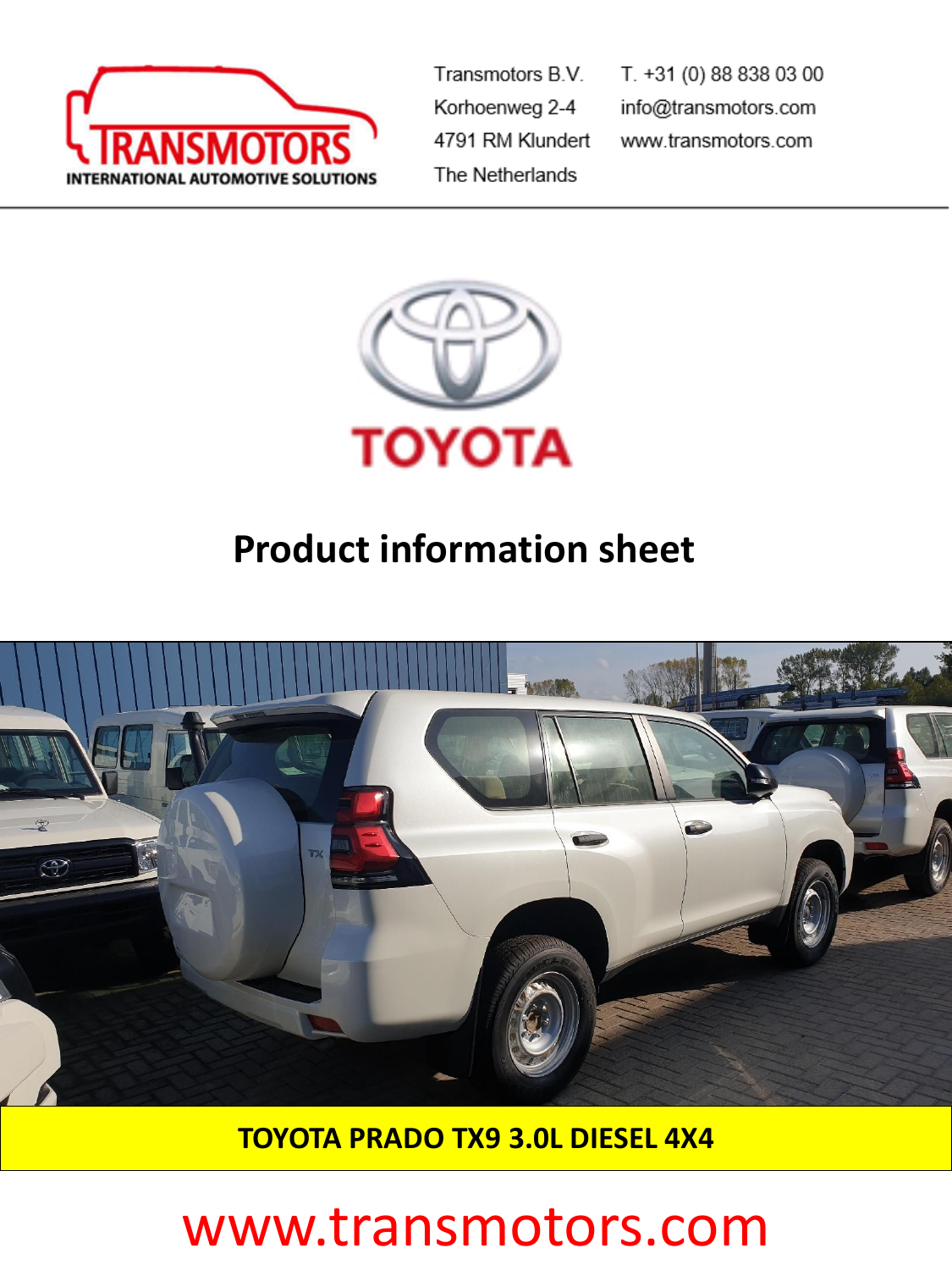Transmotors B.V.
Korhoenweg 2-4
4791 RM Klundert
The Netherlands

T. +31 (0) 88 838 03 00
info@transmotors.com
www.transmotors.com

# Product information sheet

## TOYOTA PRADO TX9 3.0L DIESEL 4X4

www.transmotors.com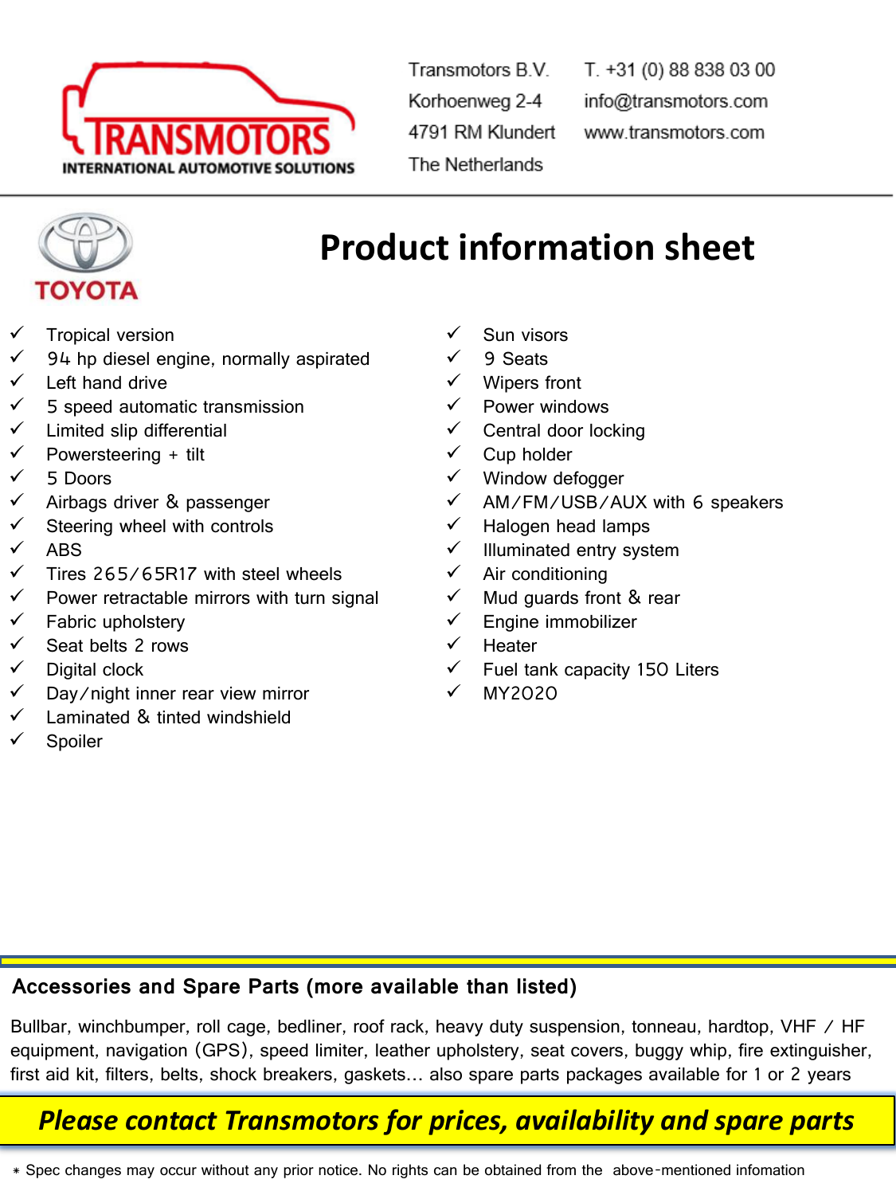TRANSMOTORS
INTERNATIONAL AUTOMOTIVE SOLUTIONS

Transmotors B.V.
Korhoenweg 2-4
4791 RM Klundert
The Netherlands

T. +31 (0) 88 838 03 00
info@transmotors.com
www.transmotors.com

TOYOTA

# Product information sheet

- ✓ Tropical version
- ✓ 94 hp diesel engine, normally aspirated
- ✓ Left hand drive
- ✓ 5 speed automatic transmission
- ✓ Limited slip differential
- ✓ Powersteering + tilt
- ✓ 5 Doors
- ✓ Airbags driver & passenger
- ✓ Steering wheel with controls
- ✓ ABS
- ✓ Tires 265/65R17 with steel wheels
- ✓ Power retractable mirrors with turn signal
- ✓ Fabric upholstery
- ✓ Seat belts 2 rows
- ✓ Digital clock
- ✓ Day/night inner rear view mirror
- ✓ Laminated & tinted windshield
- ✓ Spoiler
- ✓ Sun visors
- ✓ 9 Seats
- ✓ Wipers front
- ✓ Power windows
- ✓ Central door locking
- ✓ Cup holder
- ✓ Window defogger
- ✓ AM/FM/USB/AUX with 6 speakers
- ✓ Halogen head lamps
- ✓ Illuminated entry system
- ✓ Air conditioning
- ✓ Mud guards front & rear
- ✓ Engine immobilizer
- ✓ Heater
- ✓ Fuel tank capacity 150 Liters
- ✓ MY2020

**Accessories and Spare Parts (more available than listed)**

Bullbar, winchbumper, roll cage, bedliner, roof rack, heavy duty suspension, tonneau, hardtop, VHF / HF equipment, navigation (GPS), speed limiter, leather upholstery, seat covers, buggy whip, fire extinguisher, first aid kit, filters, belts, shock breakers, gaskets… also spare parts packages available for 1 or 2 years

***Please contact Transmotors for prices, availability and spare parts***

* Spec changes may occur without any prior notice. No rights can be obtained from the above-mentioned infomation